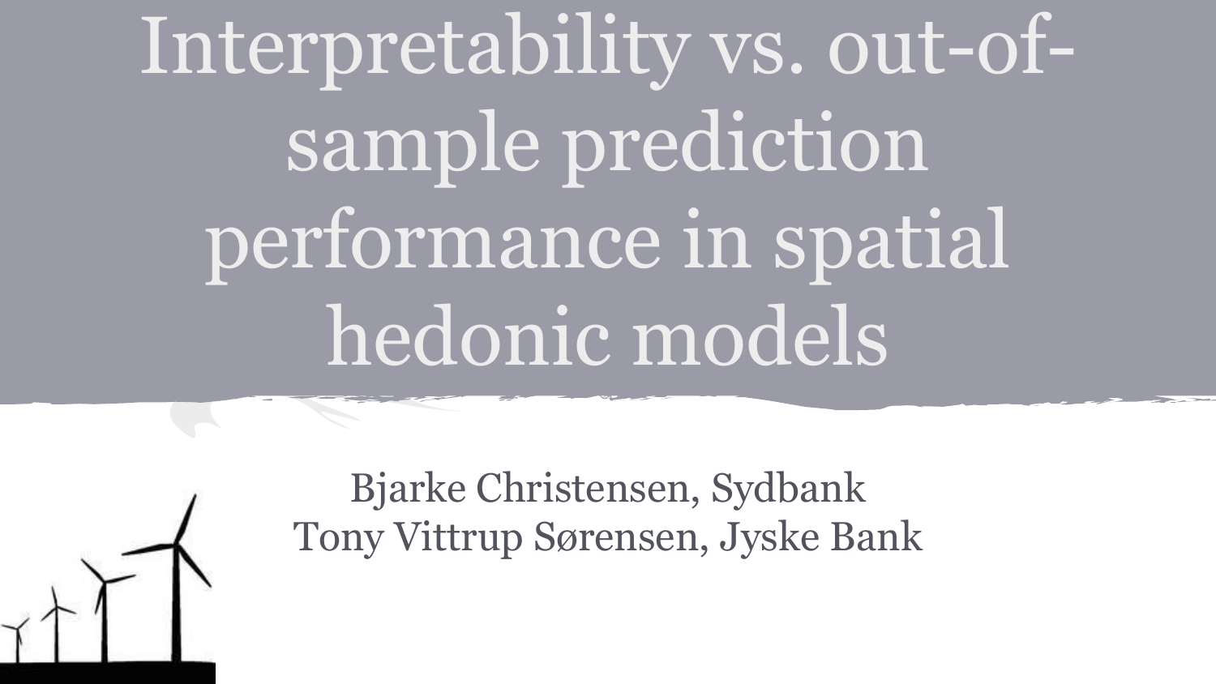# Interpretability vs. out-of-sample prediction performance in spatial hedonic models

Bjarke Christensen, Sydbank
Tony Vittrup Sørensen, Jyske Bank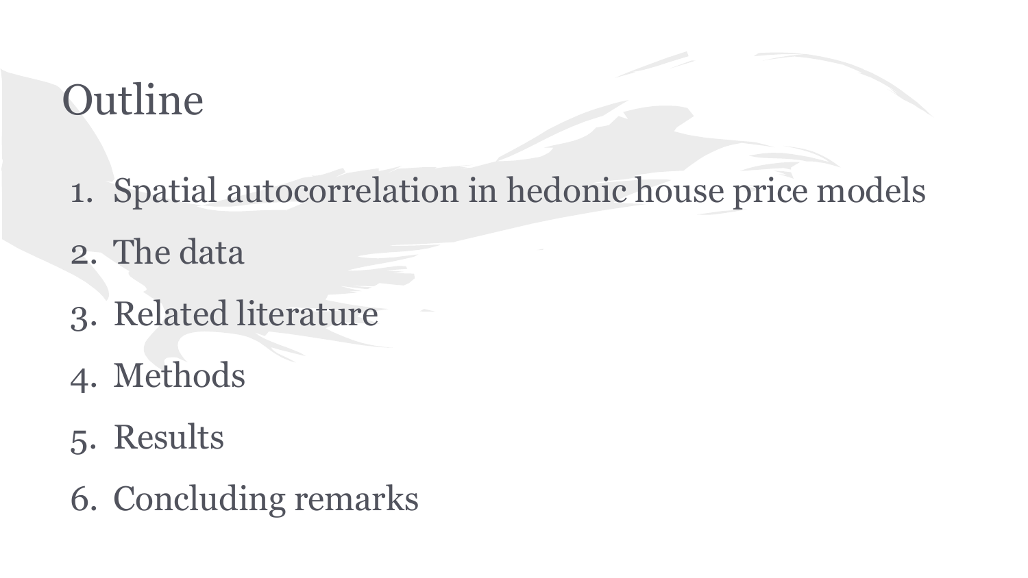# Outline

1. Spatial autocorrelation in hedonic house price models
2. The data
3. Related literature
4. Methods
5. Results
6. Concluding remarks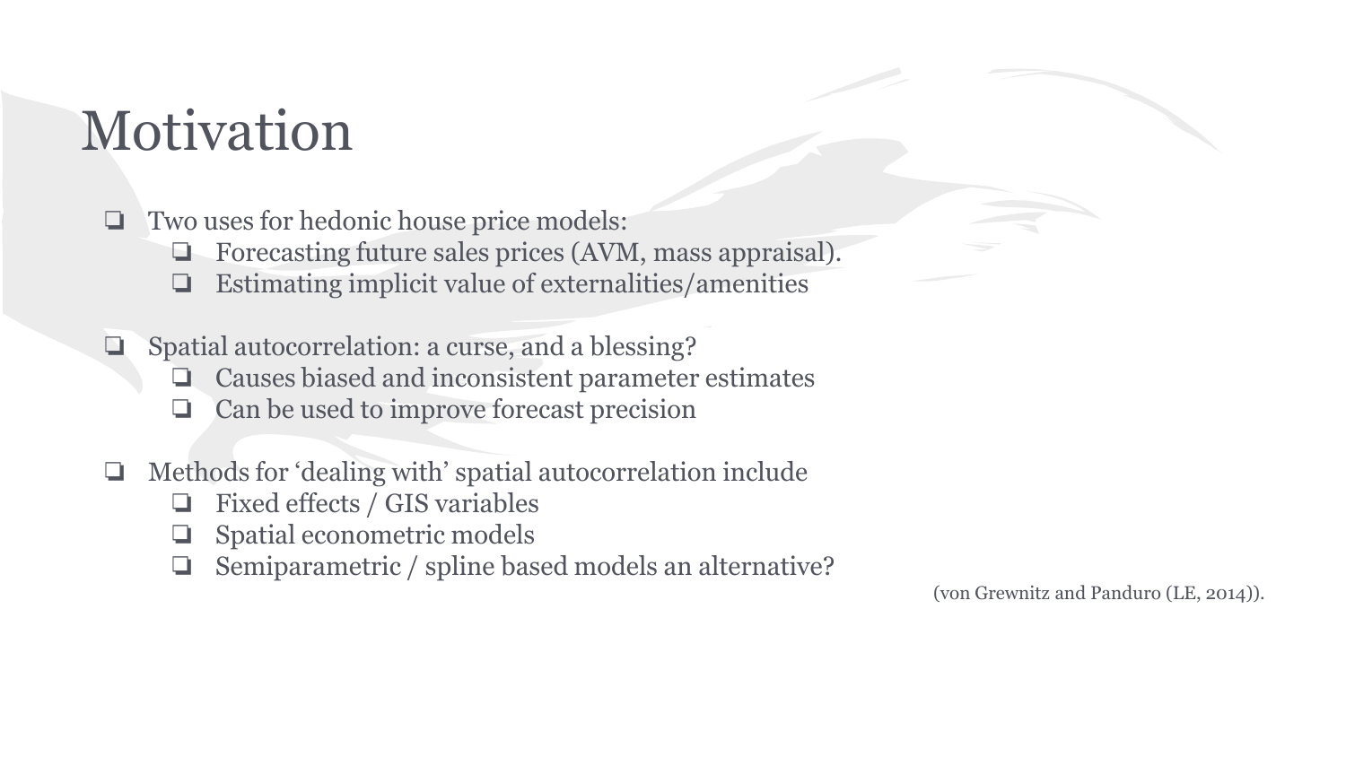# Motivation

- Two uses for hedonic house price models:
  - Forecasting future sales prices (AVM, mass appraisal).
  - Estimating implicit value of externalities/amenities

- Spatial autocorrelation: a curse, and a blessing?
  - Causes biased and inconsistent parameter estimates
  - Can be used to improve forecast precision

- Methods for 'dealing with' spatial autocorrelation include
  - Fixed effects / GIS variables
  - Spatial econometric models
  - Semiparametric / spline based models an alternative?

(von Grewnitz and Panduro (LE, 2014)).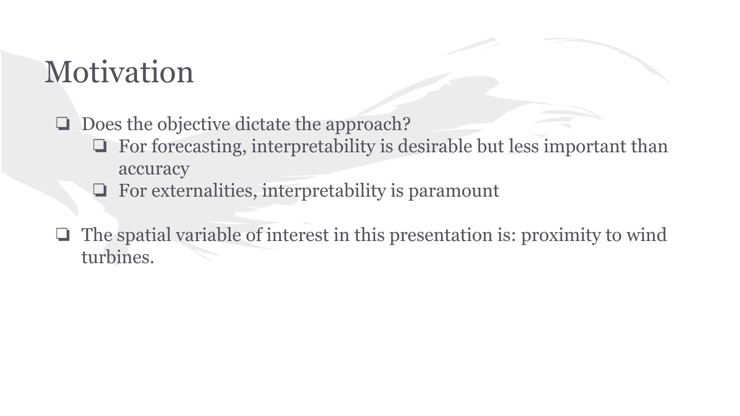# Motivation

- Does the objective dictate the approach?
  - For forecasting, interpretability is desirable but less important than accuracy
  - For externalities, interpretability is paramount

- The spatial variable of interest in this presentation is: proximity to wind turbines.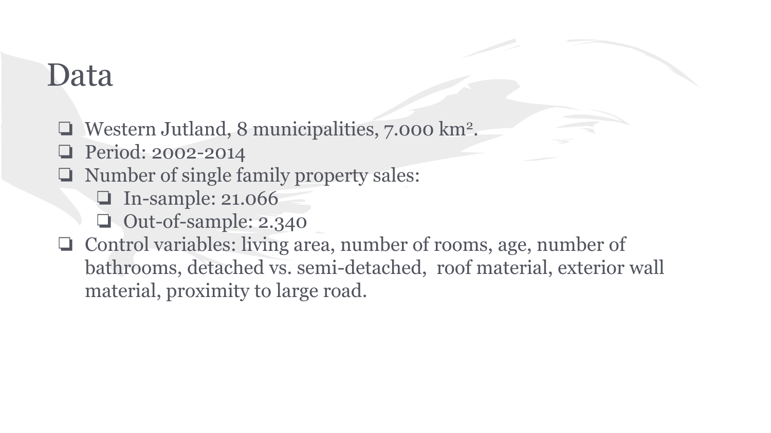# Data

- Western Jutland, 8 municipalities, 7.000 km$^2$.
- Period: 2002-2014
- Number of single family property sales:
  - In-sample: 21.066
  - Out-of-sample: 2.340
- Control variables: living area, number of rooms, age, number of bathrooms, detached vs. semi-detached, roof material, exterior wall material, proximity to large road.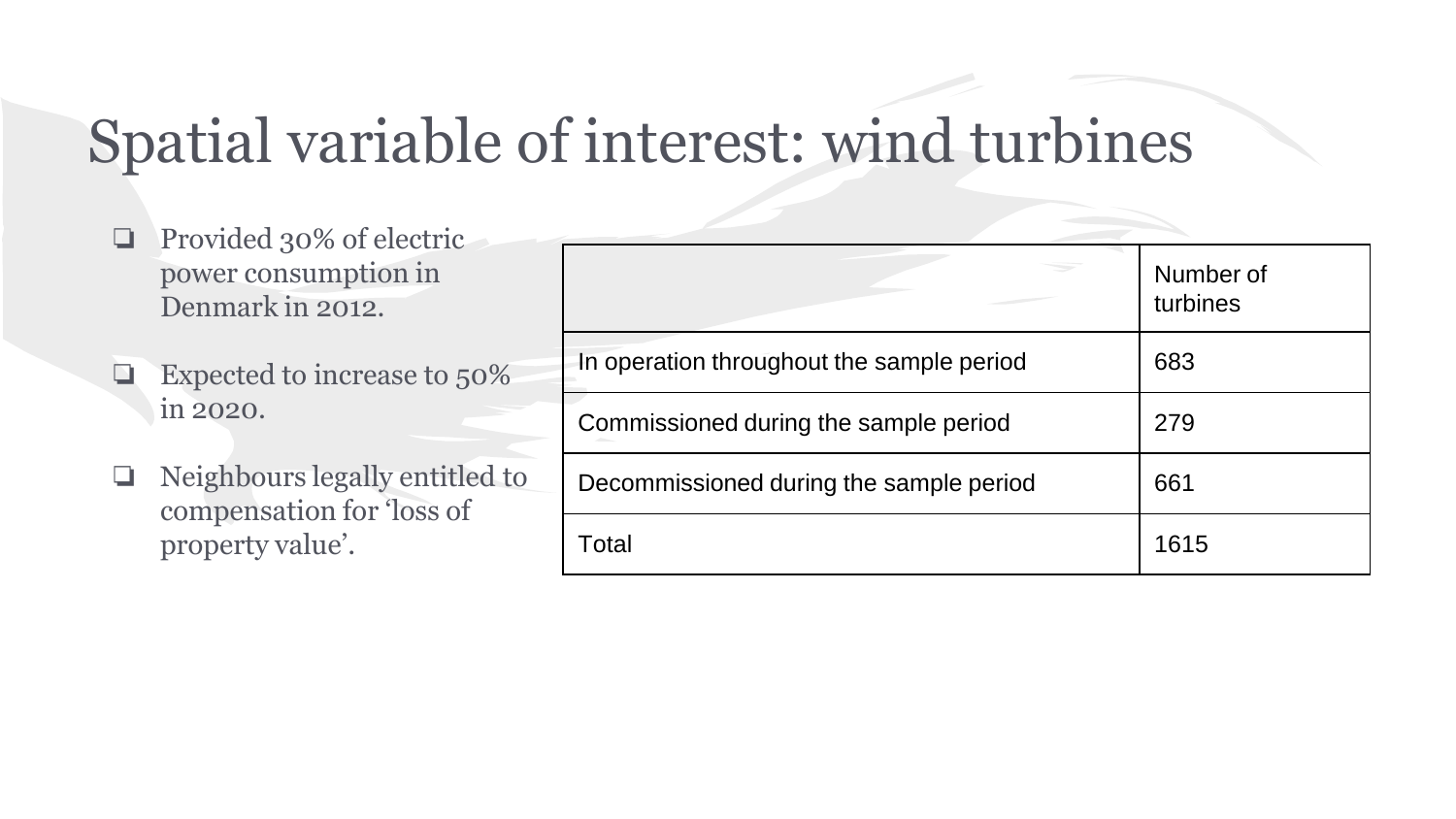# Spatial variable of interest: wind turbines

- Provided 30% of electric power consumption in Denmark in 2012.
- Expected to increase to 50% in 2020.
- Neighbours legally entitled to compensation for 'loss of property value'.

| | Number of turbines |
|---|---|
| In operation throughout the sample period | 683 |
| Commissioned during the sample period | 279 |
| Decommissioned during the sample period | 661 |
| Total | 1615 |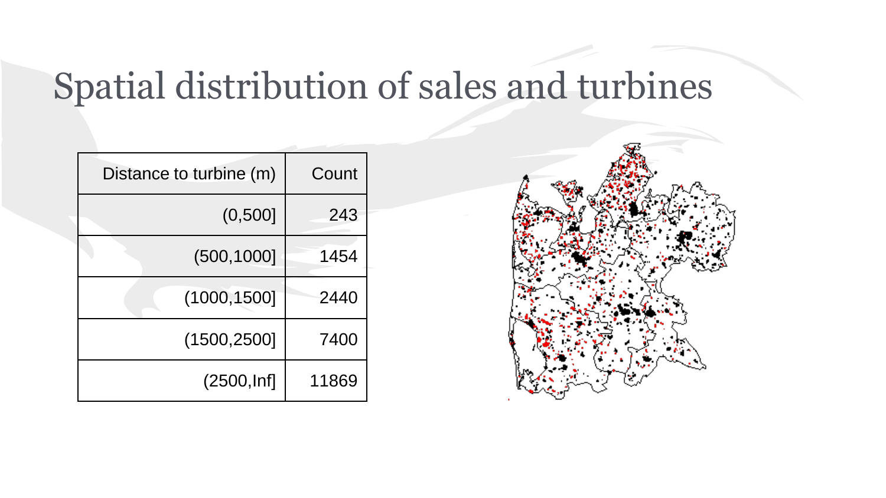# Spatial distribution of sales and turbines

| Distance to turbine (m) | Count |
| ---: | ---: |
| (0,500] | 243 |
| (500,1000] | 1454 |
| (1000,1500] | 2440 |
| (1500,2500] | 7400 |
| (2500,Inf] | 11869 |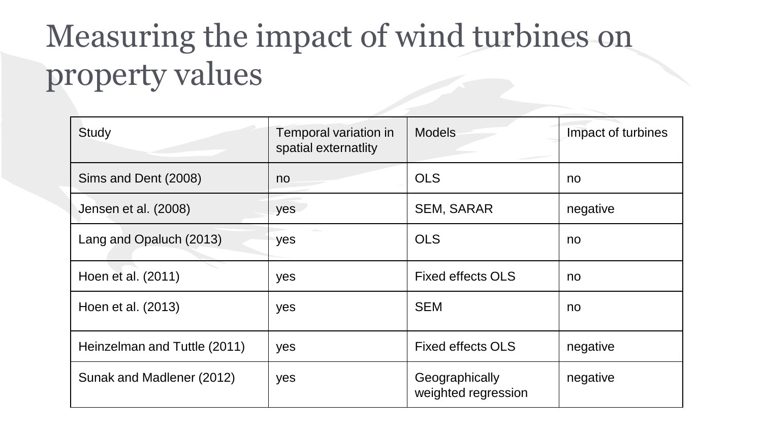# Measuring the impact of wind turbines on property values

| Study | Temporal variation in spatial externatlity | Models | Impact of turbines |
|---|---|---|---|
| Sims and Dent (2008) | no | OLS | no |
| Jensen et al. (2008) | yes | SEM, SARAR | negative |
| Lang and Opaluch (2013) | yes | OLS | no |
| Hoen et al. (2011) | yes | Fixed effects OLS | no |
| Hoen et al. (2013) | yes | SEM | no |
| Heinzelman and Tuttle (2011) | yes | Fixed effects OLS | negative |
| Sunak and Madlener (2012) | yes | Geographically weighted regression | negative |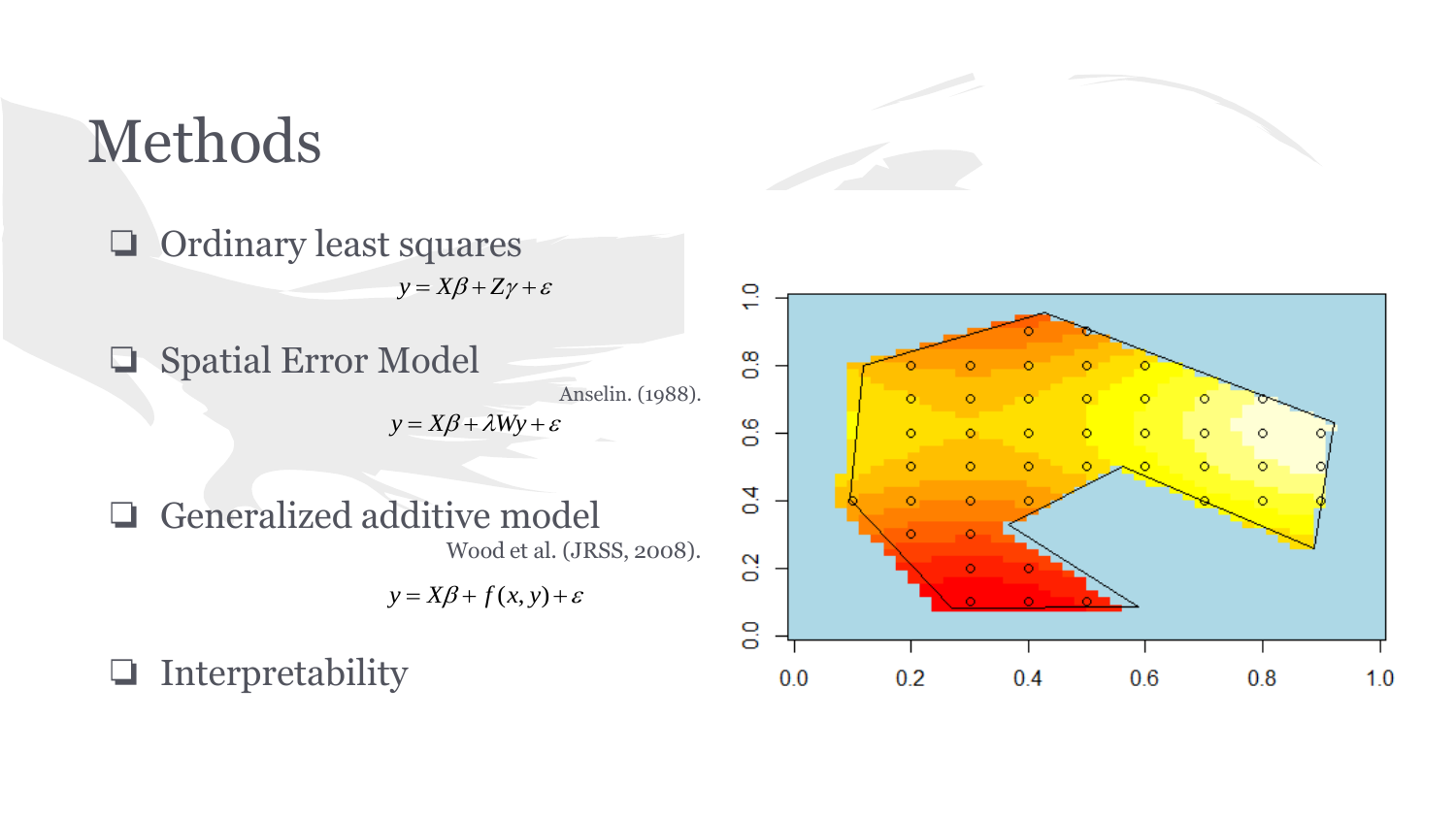# Methods

- Ordinary least squares

$$y = X\beta + Z\gamma + \varepsilon$$

- Spatial Error Model

Anselin. (1988).

$$y = X\beta + \lambda Wy + \varepsilon$$

- Generalized additive model

Wood et al. (JRSS, 2008).

$$y = X\beta + f(x, y) + \varepsilon$$

- Interpretability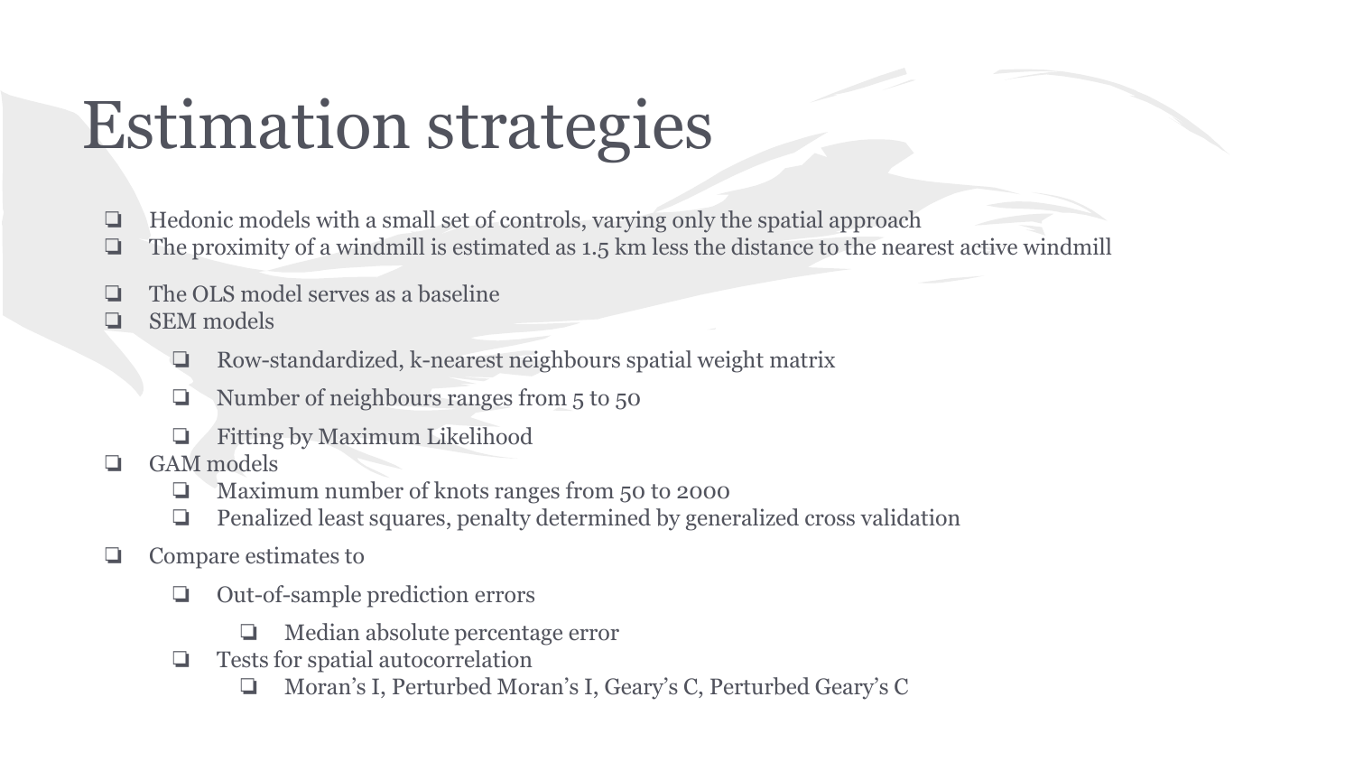# Estimation strategies

- Hedonic models with a small set of controls, varying only the spatial approach
- The proximity of a windmill is estimated as 1.5 km less the distance to the nearest active windmill
- The OLS model serves as a baseline
- SEM models
  - Row-standardized, k-nearest neighbours spatial weight matrix
  - Number of neighbours ranges from 5 to 50
  - Fitting by Maximum Likelihood
- GAM models
  - Maximum number of knots ranges from 50 to 2000
  - Penalized least squares, penalty determined by generalized cross validation
- Compare estimates to
  - Out-of-sample prediction errors
    - Median absolute percentage error
  - Tests for spatial autocorrelation
    - Moran's I, Perturbed Moran's I, Geary's C, Perturbed Geary's C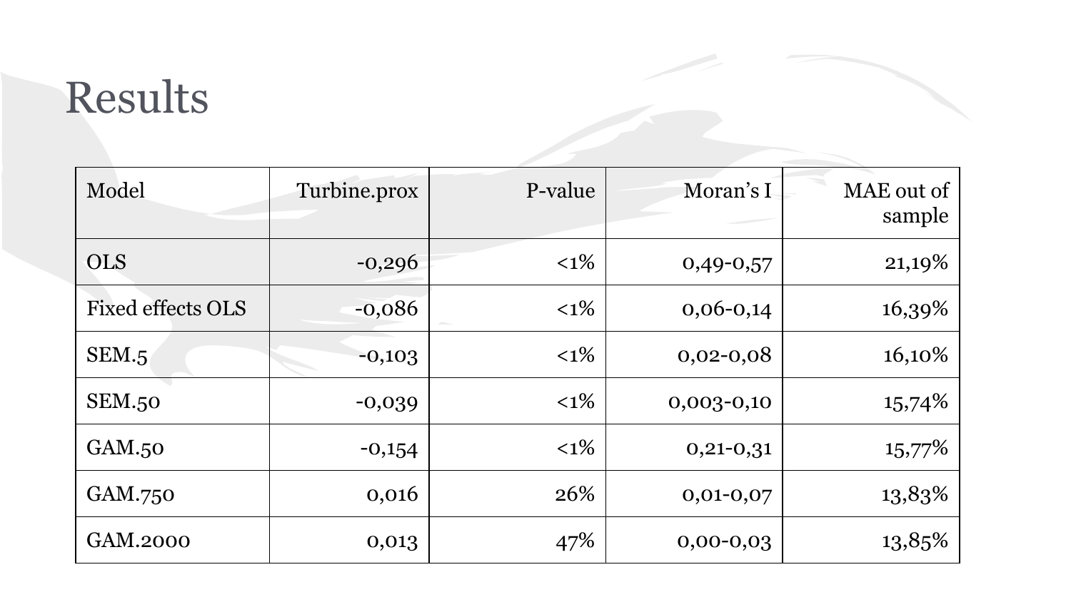# Results

| Model | Turbine.prox | P-value | Moran's I | MAE out of sample |
|---|---|---|---|---|
| OLS | -0,296 | <1% | 0,49-0,57 | 21,19% |
| Fixed effects OLS | -0,086 | <1% | 0,06-0,14 | 16,39% |
| SEM.5 | -0,103 | <1% | 0,02-0,08 | 16,10% |
| SEM.50 | -0,039 | <1% | 0,003-0,10 | 15,74% |
| GAM.50 | -0,154 | <1% | 0,21-0,31 | 15,77% |
| GAM.750 | 0,016 | 26% | 0,01-0,07 | 13,83% |
| GAM.2000 | 0,013 | 47% | 0,00-0,03 | 13,85% |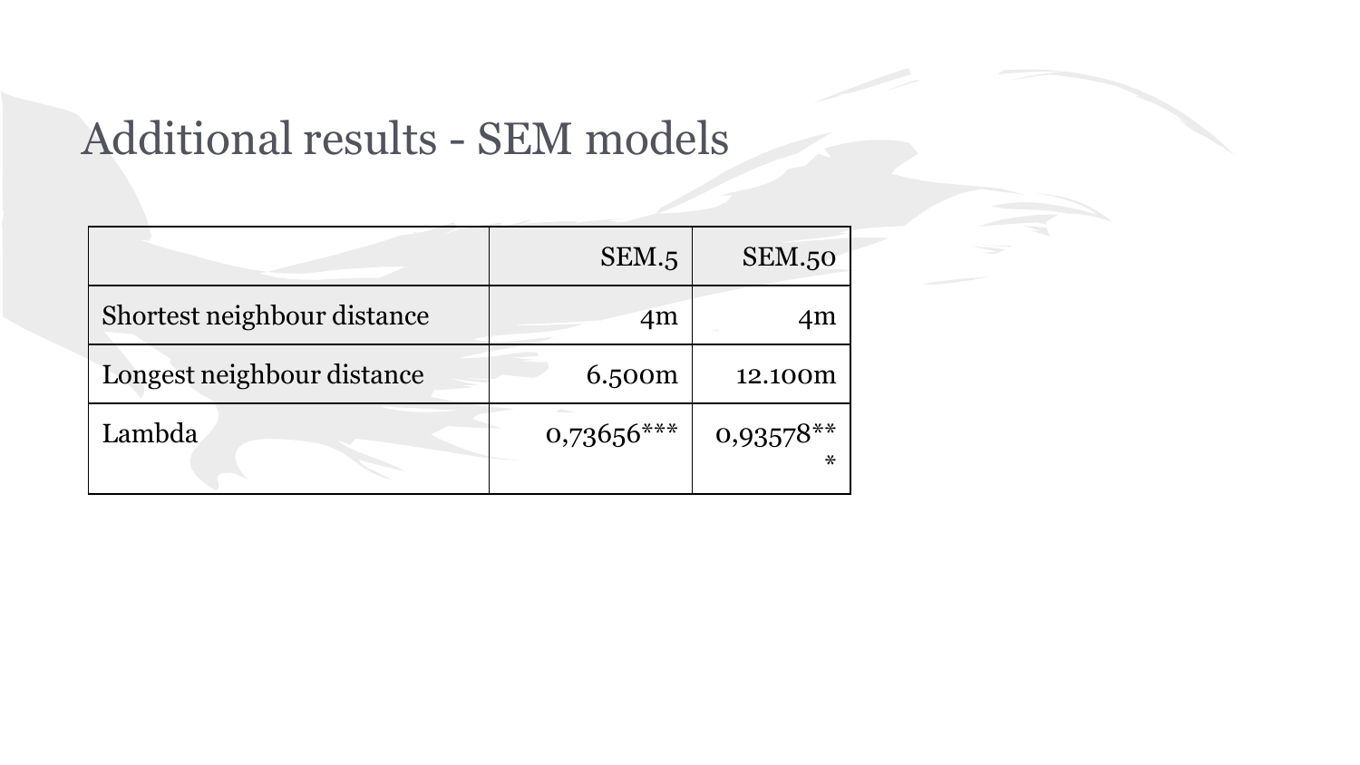# Additional results - SEM models

| | SEM.5 | SEM.50 |
|---|---:|---:|
| Shortest neighbour distance | 4m | 4m |
| Longest neighbour distance | 6.500m | 12.100m |
| Lambda | 0,73656*** | 0,93578*** |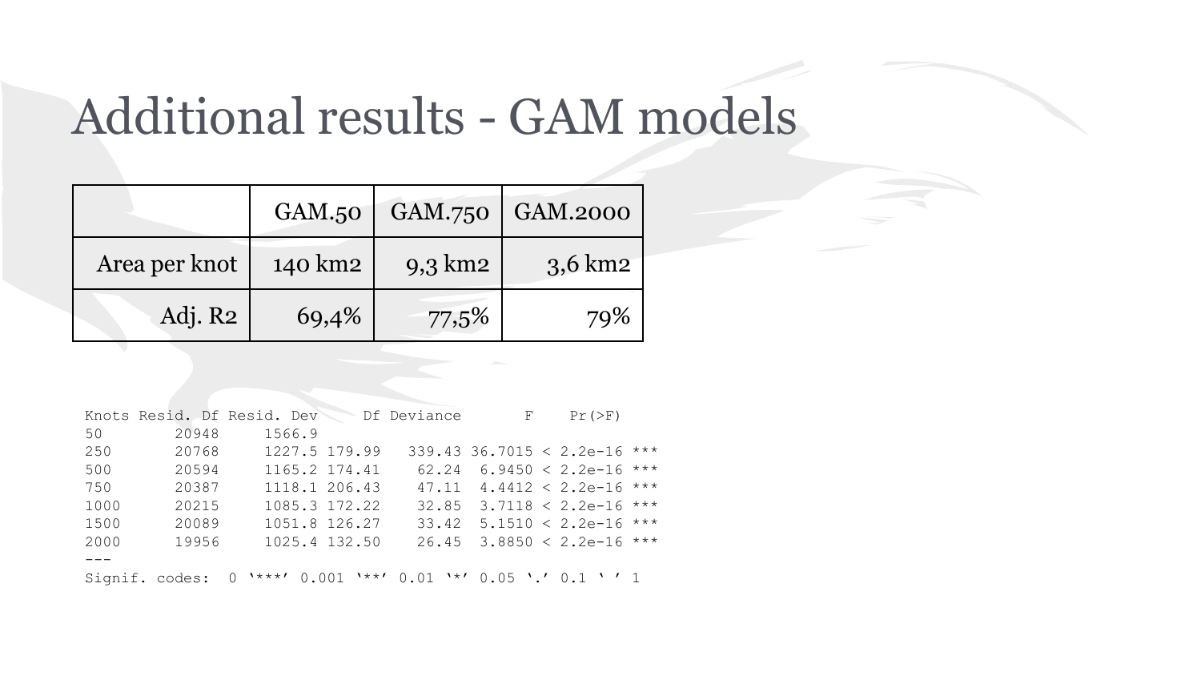# Additional results - GAM models

| | GAM.50 | GAM.750 | GAM.2000 |
|---|---|---|---|
| Area per knot | 140 km2 | 9,3 km2 | 3,6 km2 |
| Adj. R2 | 69,4% | 77,5% | 79% |

```
Knots Resid. Df Resid. Dev     Df Deviance       F    Pr(>F)
50        20948     1566.9
250       20768     1227.5 179.99   339.43 36.7015 < 2.2e-16 ***
500       20594     1165.2 174.41    62.24  6.9450 < 2.2e-16 ***
750       20387     1118.1 206.43    47.11  4.4412 < 2.2e-16 ***
1000      20215     1085.3 172.22    32.85  3.7118 < 2.2e-16 ***
1500      20089     1051.8 126.27    33.42  5.1510 < 2.2e-16 ***
2000      19956     1025.4 132.50    26.45  3.8850 < 2.2e-16 ***
---
Signif. codes:  0 '***' 0.001 '**' 0.01 '*' 0.05 '.' 0.1 ' ' 1
```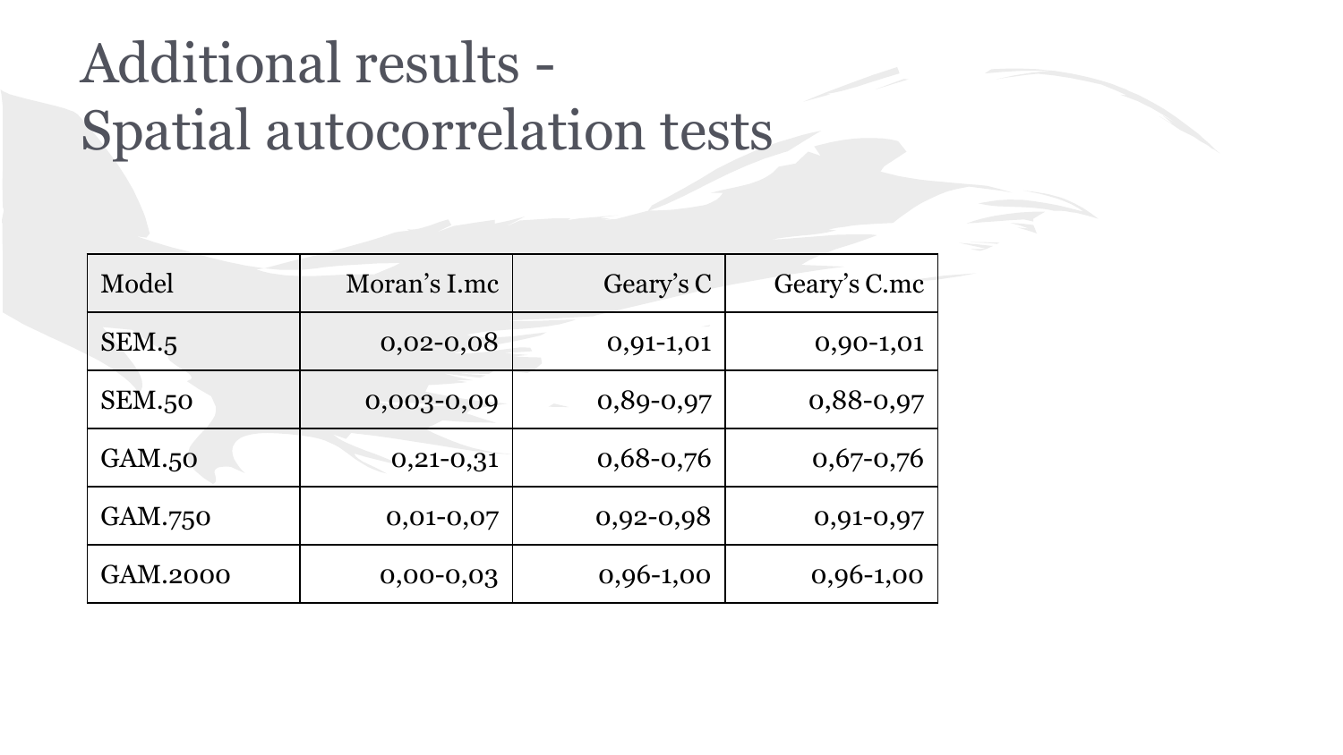# Additional results - Spatial autocorrelation tests

| Model | Moran's I.mc | Geary's C | Geary's C.mc |
|---|---:|---:|---:|
| SEM.5 | 0,02-0,08 | 0,91-1,01 | 0,90-1,01 |
| SEM.50 | 0,003-0,09 | 0,89-0,97 | 0,88-0,97 |
| GAM.50 | 0,21-0,31 | 0,68-0,76 | 0,67-0,76 |
| GAM.750 | 0,01-0,07 | 0,92-0,98 | 0,91-0,97 |
| GAM.2000 | 0,00-0,03 | 0,96-1,00 | 0,96-1,00 |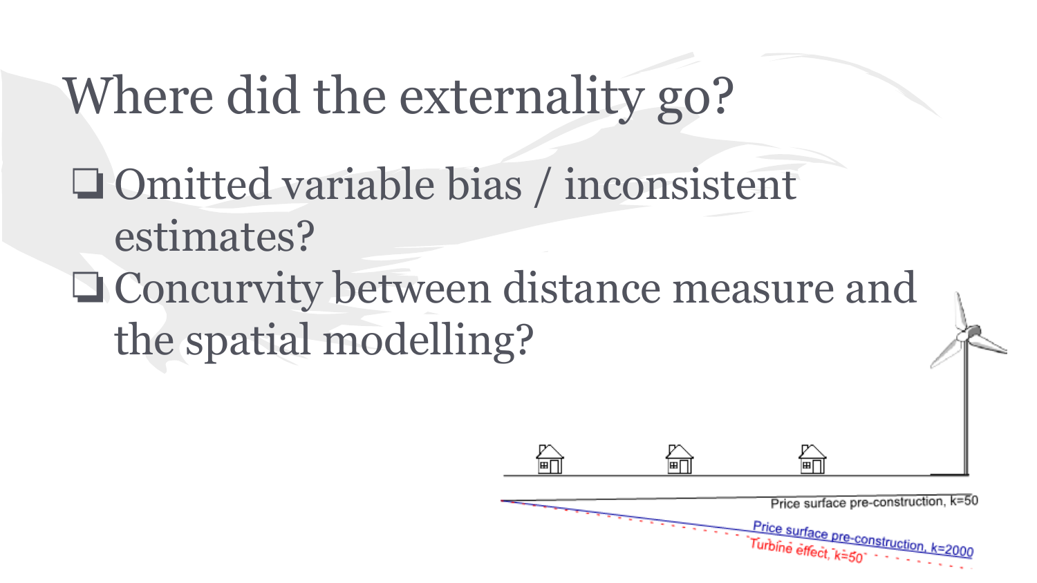# Where did the externality go?

- ❑ Omitted variable bias / inconsistent estimates?
- ❑ Concurvity between distance measure and the spatial modelling?

Price surface pre-construction, k=50

Price surface pre-construction, k=2000

Turbine effect, k=50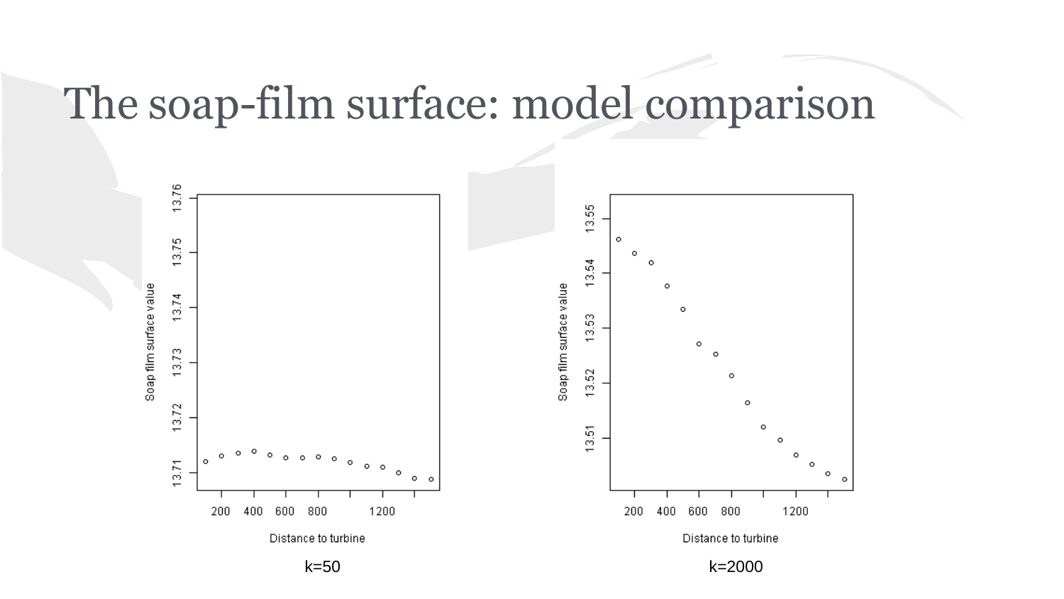# The soap-film surface: model comparison

Soap film surface value

13.76
13.75
13.74
13.73
13.72
13.71

200 400 600 800 1200

Distance to turbine

k=50

Soap film surface value

13.55
13.54
13.53
13.52
13.51

200 400 600 800 1200

Distance to turbine

k=2000